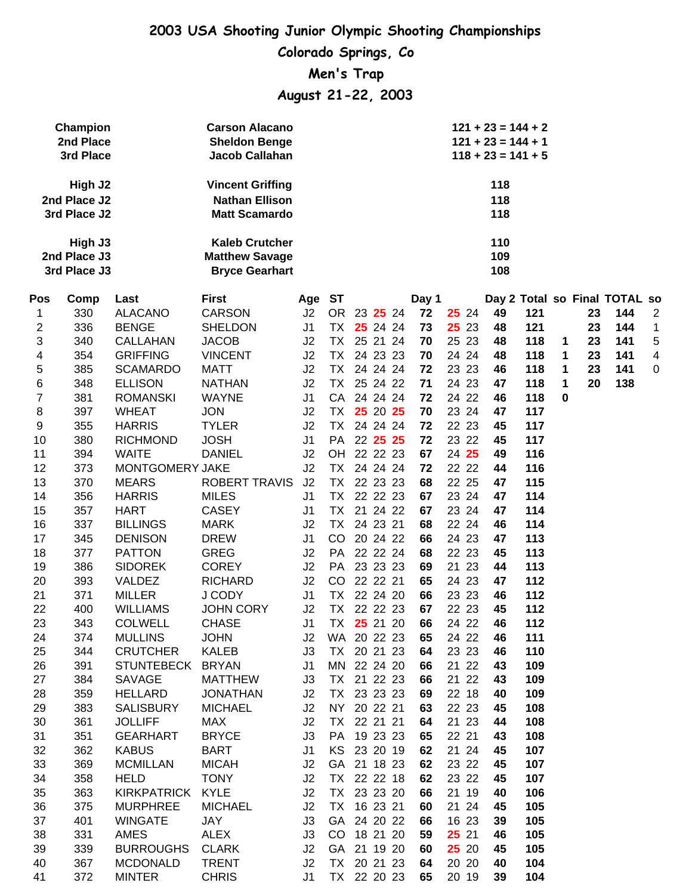# 2003 USA Shooting Junior Olympic Shooting Championships

## Colorado Springs, Co

## Men's Trap

## August 21-22, 2003

| | | |
|---|---|---|
| **Champion** | **Carson Alacano** | **121 + 23 = 144 + 2** |
| **2nd Place** | **Sheldon Benge** | **121 + 23 = 144 + 1** |
| **3rd Place** | **Jacob Callahan** | **118 + 23 = 141 + 5** |
| **High J2** | **Vincent Griffing** | **118** |
| **2nd Place J2** | **Nathan Ellison** | **118** |
| **3rd Place J2** | **Matt Scamardo** | **118** |
| **High J3** | **Kaleb Crutcher** | **110** |
| **2nd Place J3** | **Matthew Savage** | **109** |
| **3rd Place J3** | **Bryce Gearhart** | **108** |

| Pos | Comp | Last | First | Age | ST | | | | Day 1 | | | Day 2 | Total | so | Final | TOTAL | so |
|---|---|---|---|---|---|---|---|---|---|---|---|---|---|---|---|---|---|
| 1 | 330 | ALACANO | CARSON | J2 | OR | 23 | **25** | 24 | **72** | **25** | 24 | **49** | **121** | | **23** | **144** | 2 |
| 2 | 336 | BENGE | SHELDON | J1 | TX | **25** | 24 | 24 | **73** | **25** | 23 | **48** | **121** | | **23** | **144** | 1 |
| 3 | 340 | CALLAHAN | JACOB | J2 | TX | 25 | 21 | 24 | **70** | 25 | 23 | **48** | **118** | **1** | **23** | **141** | 5 |
| 4 | 354 | GRIFFING | VINCENT | J2 | TX | 24 | 23 | 23 | **70** | 24 | 24 | **48** | **118** | **1** | **23** | **141** | 4 |
| 5 | 385 | SCAMARDO | MATT | J2 | TX | 24 | 24 | 24 | **72** | 23 | 23 | **46** | **118** | **1** | **23** | **141** | 0 |
| 6 | 348 | ELLISON | NATHAN | J2 | TX | 25 | 24 | 22 | **71** | 24 | 23 | **47** | **118** | **1** | **20** | **138** | |
| 7 | 381 | ROMANSKI | WAYNE | J1 | CA | 24 | 24 | 24 | **72** | 24 | 22 | **46** | **118** | **0** | | | |
| 8 | 397 | WHEAT | JON | J2 | TX | **25** | 20 | **25** | **70** | 23 | 24 | **47** | **117** | | | | |
| 9 | 355 | HARRIS | TYLER | J2 | TX | 24 | 24 | 24 | **72** | 22 | 23 | **45** | **117** | | | | |
| 10 | 380 | RICHMOND | JOSH | J1 | PA | 22 | **25** | **25** | **72** | 23 | 22 | **45** | **117** | | | | |
| 11 | 394 | WAITE | DANIEL | J2 | OH | 22 | 22 | 23 | **67** | 24 | **25** | **49** | **116** | | | | |
| 12 | 373 | MONTGOMERY | JAKE | J2 | TX | 24 | 24 | 24 | **72** | 22 | 22 | **44** | **116** | | | | |
| 13 | 370 | MEARS | ROBERT TRAVIS | J2 | TX | 22 | 23 | 23 | **68** | 22 | 25 | **47** | **115** | | | | |
| 14 | 356 | HARRIS | MILES | J1 | TX | 22 | 22 | 23 | **67** | 23 | 24 | **47** | **114** | | | | |
| 15 | 357 | HART | CASEY | J1 | TX | 21 | 24 | 22 | **67** | 23 | 24 | **47** | **114** | | | | |
| 16 | 337 | BILLINGS | MARK | J2 | TX | 24 | 23 | 21 | **68** | 22 | 24 | **46** | **114** | | | | |
| 17 | 345 | DENISON | DREW | J1 | CO | 20 | 24 | 22 | **66** | 24 | 23 | **47** | **113** | | | | |
| 18 | 377 | PATTON | GREG | J2 | PA | 22 | 22 | 24 | **68** | 22 | 23 | **45** | **113** | | | | |
| 19 | 386 | SIDOREK | COREY | J2 | PA | 23 | 23 | 23 | **69** | 21 | 23 | **44** | **113** | | | | |
| 20 | 393 | VALDEZ | RICHARD | J2 | CO | 22 | 22 | 21 | **65** | 24 | 23 | **47** | **112** | | | | |
| 21 | 371 | MILLER | J CODY | J1 | TX | 22 | 24 | 20 | **66** | 23 | 23 | **46** | **112** | | | | |
| 22 | 400 | WILLIAMS | JOHN CORY | J2 | TX | 22 | 22 | 23 | **67** | 22 | 23 | **45** | **112** | | | | |
| 23 | 343 | COLWELL | CHASE | J1 | TX | **25** | 21 | 20 | **66** | 24 | 22 | **46** | **112** | | | | |
| 24 | 374 | MULLINS | JOHN | J2 | WA | 20 | 22 | 23 | **65** | 24 | 22 | **46** | **111** | | | | |
| 25 | 344 | CRUTCHER | KALEB | J3 | TX | 20 | 21 | 23 | **64** | 23 | 23 | **46** | **110** | | | | |
| 26 | 391 | STUNTEBECK | BRYAN | J1 | MN | 22 | 24 | 20 | **66** | 21 | 22 | **43** | **109** | | | | |
| 27 | 384 | SAVAGE | MATTHEW | J3 | TX | 21 | 22 | 23 | **66** | 21 | 22 | **43** | **109** | | | | |
| 28 | 359 | HELLARD | JONATHAN | J2 | TX | 23 | 23 | 23 | **69** | 22 | 18 | **40** | **109** | | | | |
| 29 | 383 | SALISBURY | MICHAEL | J2 | NY | 20 | 22 | 21 | **63** | 22 | 23 | **45** | **108** | | | | |
| 30 | 361 | JOLLIFF | MAX | J2 | TX | 22 | 21 | 21 | **64** | 21 | 23 | **44** | **108** | | | | |
| 31 | 351 | GEARHART | BRYCE | J3 | PA | 19 | 23 | 23 | **65** | 22 | 21 | **43** | **108** | | | | |
| 32 | 362 | KABUS | BART | J1 | KS | 23 | 20 | 19 | **62** | 21 | 24 | **45** | **107** | | | | |
| 33 | 369 | MCMILLAN | MICAH | J2 | GA | 21 | 18 | 23 | **62** | 23 | 22 | **45** | **107** | | | | |
| 34 | 358 | HELD | TONY | J2 | TX | 22 | 22 | 18 | **62** | 23 | 22 | **45** | **107** | | | | |
| 35 | 363 | KIRKPATRICK | KYLE | J2 | TX | 23 | 23 | 20 | **66** | 21 | 19 | **40** | **106** | | | | |
| 36 | 375 | MURPHREE | MICHAEL | J2 | TX | 16 | 23 | 21 | **60** | 21 | 24 | **45** | **105** | | | | |
| 37 | 401 | WINGATE | JAY | J3 | GA | 24 | 20 | 22 | **66** | 16 | 23 | **39** | **105** | | | | |
| 38 | 331 | AMES | ALEX | J3 | CO | 18 | 21 | 20 | **59** | **25** | 21 | **46** | **105** | | | | |
| 39 | 339 | BURROUGHS | CLARK | J2 | GA | 21 | 19 | 20 | **60** | **25** | 20 | **45** | **105** | | | | |
| 40 | 367 | MCDONALD | TRENT | J2 | TX | 20 | 21 | 23 | **64** | 20 | 20 | **40** | **104** | | | | |
| 41 | 372 | MINTER | CHRIS | J1 | TX | 22 | 20 | 23 | **65** | 20 | 19 | **39** | **104** | | | | |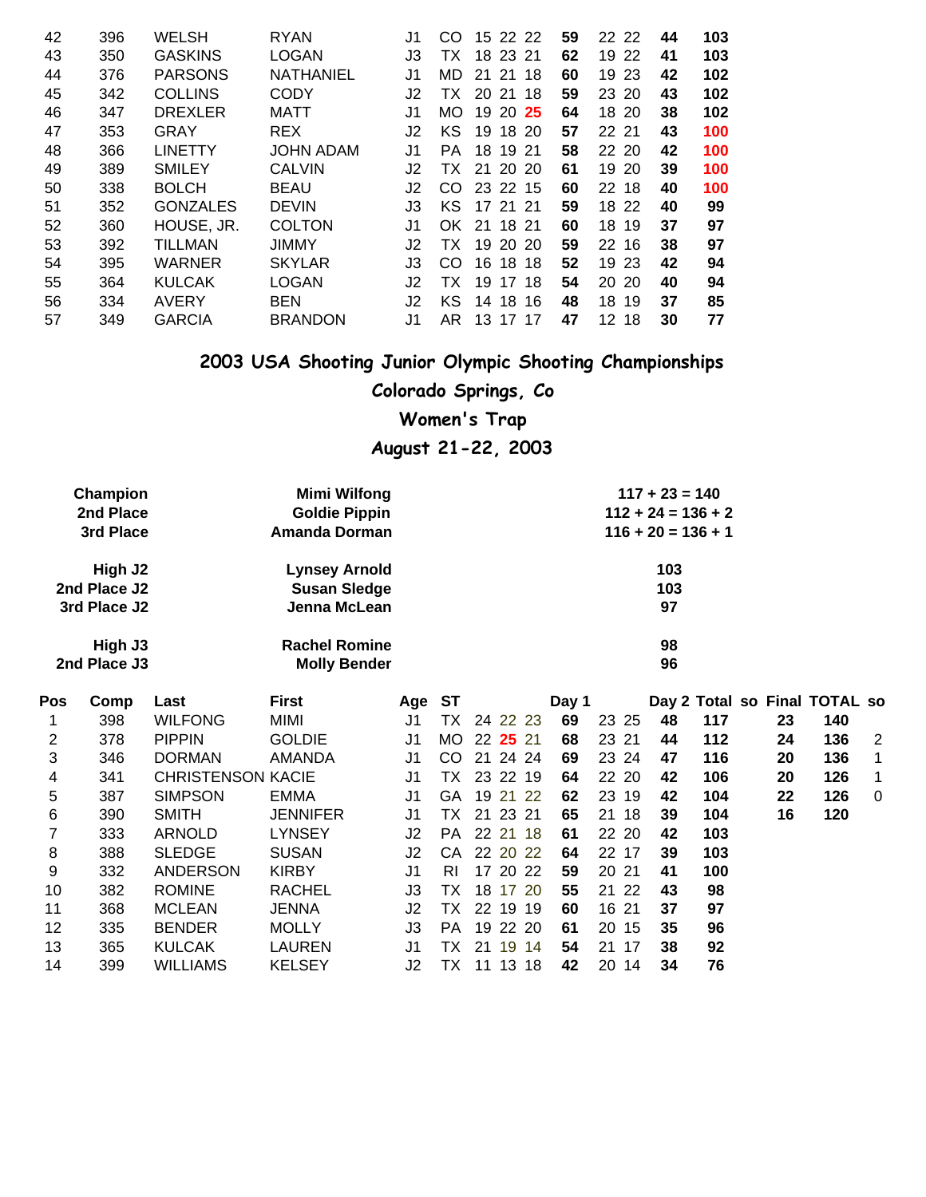| | | | | | | | | | | | | | |
|---|---|---|---|---|---|---|---|---|---|---|---|---|---|
| 42 | 396 | WELSH | RYAN | J1 | CO | 15 | 22 | 22 | **59** | 22 | 22 | **44** | **103** |
| 43 | 350 | GASKINS | LOGAN | J3 | TX | 18 | 23 | 21 | **62** | 19 | 22 | **41** | **103** |
| 44 | 376 | PARSONS | NATHANIEL | J1 | MD | 21 | 21 | 18 | **60** | 19 | 23 | **42** | **102** |
| 45 | 342 | COLLINS | CODY | J2 | TX | 20 | 21 | 18 | **59** | 23 | 20 | **43** | **102** |
| 46 | 347 | DREXLER | MATT | J1 | MO | 19 | 20 | **25** | **64** | 18 | 20 | **38** | **102** |
| 47 | 353 | GRAY | REX | J2 | KS | 19 | 18 | 20 | **57** | 22 | 21 | **43** | **100** |
| 48 | 366 | LINETTY | JOHN ADAM | J1 | PA | 18 | 19 | 21 | **58** | 22 | 20 | **42** | **100** |
| 49 | 389 | SMILEY | CALVIN | J2 | TX | 21 | 20 | 20 | **61** | 19 | 20 | **39** | **100** |
| 50 | 338 | BOLCH | BEAU | J2 | CO | 23 | 22 | 15 | **60** | 22 | 18 | **40** | **100** |
| 51 | 352 | GONZALES | DEVIN | J3 | KS | 17 | 21 | 21 | **59** | 18 | 22 | **40** | **99** |
| 52 | 360 | HOUSE, JR. | COLTON | J1 | OK | 21 | 18 | 21 | **60** | 18 | 19 | **37** | **97** |
| 53 | 392 | TILLMAN | JIMMY | J2 | TX | 19 | 20 | 20 | **59** | 22 | 16 | **38** | **97** |
| 54 | 395 | WARNER | SKYLAR | J3 | CO | 16 | 18 | 18 | **52** | 19 | 23 | **42** | **94** |
| 55 | 364 | KULCAK | LOGAN | J2 | TX | 19 | 17 | 18 | **54** | 20 | 20 | **40** | **94** |
| 56 | 334 | AVERY | BEN | J2 | KS | 14 | 18 | 16 | **48** | 18 | 19 | **37** | **85** |
| 57 | 349 | GARCIA | BRANDON | J1 | AR | 13 | 17 | 17 | **47** | 12 | 18 | **30** | **77** |

## 2003 USA Shooting Junior Olympic Shooting Championships

## Colorado Springs, Co

## Women's Trap

## August 21-22, 2003

| | | |
|---|---|---|
| **Champion** | **Mimi Wilfong** | **117 + 23 = 140** |
| **2nd Place** | **Goldie Pippin** | **112 + 24 = 136 + 2** |
| **3rd Place** | **Amanda Dorman** | **116 + 20 = 136 + 1** |
| **High J2** | **Lynsey Arnold** | **103** |
| **2nd Place J2** | **Susan Sledge** | **103** |
| **3rd Place J2** | **Jenna McLean** | **97** |
| **High J3** | **Rachel Romine** | **98** |
| **2nd Place J3** | **Molly Bender** | **96** |

| Pos | Comp | Last | First | Age | ST | | | | Day 1 | | | Day 2 | Total | so | Final | TOTAL | so |
|---|---|---|---|---|---|---|---|---|---|---|---|---|---|---|---|---|---|
| 1 | 398 | WILFONG | MIMI | J1 | TX | 24 | 22 | 23 | **69** | 23 | 25 | **48** | **117** | | **23** | **140** | |
| 2 | 378 | PIPPIN | GOLDIE | J1 | MO | 22 | **25** | 21 | **68** | 23 | 21 | **44** | **112** | | **24** | **136** | 2 |
| 3 | 346 | DORMAN | AMANDA | J1 | CO | 21 | 24 | 24 | **69** | 23 | 24 | **47** | **116** | | **20** | **136** | 1 |
| 4 | 341 | CHRISTENSON | KACIE | J1 | TX | 23 | 22 | 19 | **64** | 22 | 20 | **42** | **106** | | **20** | **126** | 1 |
| 5 | 387 | SIMPSON | EMMA | J1 | GA | 19 | 21 | 22 | **62** | 23 | 19 | **42** | **104** | | **22** | **126** | 0 |
| 6 | 390 | SMITH | JENNIFER | J1 | TX | 21 | 23 | 21 | **65** | 21 | 18 | **39** | **104** | | **16** | **120** | |
| 7 | 333 | ARNOLD | LYNSEY | J2 | PA | 22 | 21 | 18 | **61** | 22 | 20 | **42** | **103** | | | | |
| 8 | 388 | SLEDGE | SUSAN | J2 | CA | 22 | 20 | 22 | **64** | 22 | 17 | **39** | **103** | | | | |
| 9 | 332 | ANDERSON | KIRBY | J1 | RI | 17 | 20 | 22 | **59** | 20 | 21 | **41** | **100** | | | | |
| 10 | 382 | ROMINE | RACHEL | J3 | TX | 18 | 17 | 20 | **55** | 21 | 22 | **43** | **98** | | | | |
| 11 | 368 | MCLEAN | JENNA | J2 | TX | 22 | 19 | 19 | **60** | 16 | 21 | **37** | **97** | | | | |
| 12 | 335 | BENDER | MOLLY | J3 | PA | 19 | 22 | 20 | **61** | 20 | 15 | **35** | **96** | | | | |
| 13 | 365 | KULCAK | LAUREN | J1 | TX | 21 | 19 | 14 | **54** | 21 | 17 | **38** | **92** | | | | |
| 14 | 399 | WILLIAMS | KELSEY | J2 | TX | 11 | 13 | 18 | **42** | 20 | 14 | **34** | **76** | | | | |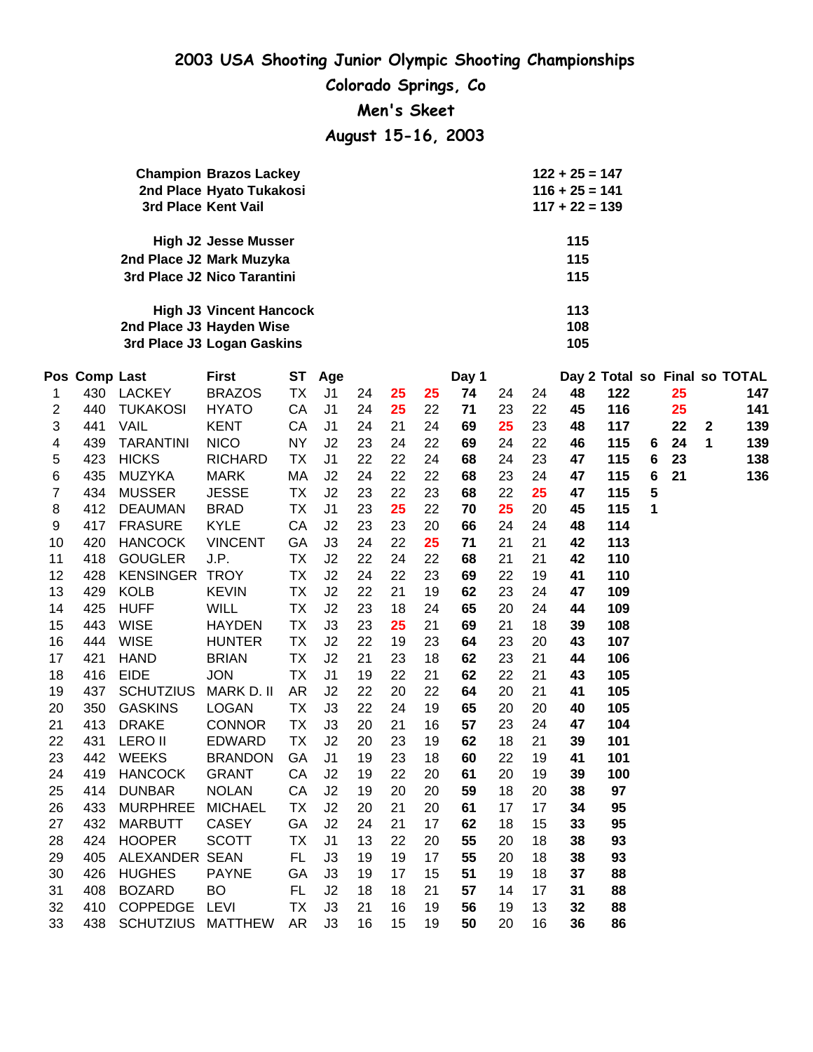# 2003 USA Shooting Junior Olympic Shooting Championships

## Colorado Springs, Co

## Men's Skeet

## August 15-16, 2003

| | | |
|---|---|---|
| **Champion** | **Brazos Lackey** | **122 + 25 = 147** |
| **2nd Place** | **Hyato Tukakosi** | **116 + 25 = 141** |
| **3rd Place** | **Kent Vail** | **117 + 22 = 139** |
| **High J2** | **Jesse Musser** | **115** |
| **2nd Place J2** | **Mark Muzyka** | **115** |
| **3rd Place J2** | **Nico Tarantini** | **115** |
| **High J3** | **Vincent Hancock** | **113** |
| **2nd Place J3** | **Hayden Wise** | **108** |
| **3rd Place J3** | **Logan Gaskins** | **105** |

| Pos | Comp | Last | First | ST | Age | | | | Day 1 | | | Day 2 | Total | so | Final | so | TOTAL |
|---|---|---|---|---|---|---|---|---|---|---|---|---|---|---|---|---|---|
| 1 | 430 | LACKEY | BRAZOS | TX | J1 | 24 | 25 | 25 | 74 | 24 | 24 | 48 | 122 | | 25 | | 147 |
| 2 | 440 | TUKAKOSI | HYATO | CA | J1 | 24 | 25 | 22 | 71 | 23 | 22 | 45 | 116 | | 25 | | 141 |
| 3 | 441 | VAIL | KENT | CA | J1 | 24 | 21 | 24 | 69 | 25 | 23 | 48 | 117 | | 22 | 2 | 139 |
| 4 | 439 | TARANTINI | NICO | NY | J2 | 23 | 24 | 22 | 69 | 24 | 22 | 46 | 115 | 6 | 24 | 1 | 139 |
| 5 | 423 | HICKS | RICHARD | TX | J1 | 22 | 22 | 24 | 68 | 24 | 23 | 47 | 115 | 6 | 23 | | 138 |
| 6 | 435 | MUZYKA | MARK | MA | J2 | 24 | 22 | 22 | 68 | 23 | 24 | 47 | 115 | 6 | 21 | | 136 |
| 7 | 434 | MUSSER | JESSE | TX | J2 | 23 | 22 | 23 | 68 | 22 | 25 | 47 | 115 | 5 | | | |
| 8 | 412 | DEAUMAN | BRAD | TX | J1 | 23 | 25 | 22 | 70 | 25 | 20 | 45 | 115 | 1 | | | |
| 9 | 417 | FRASURE | KYLE | CA | J2 | 23 | 23 | 20 | 66 | 24 | 24 | 48 | 114 | | | | |
| 10 | 420 | HANCOCK | VINCENT | GA | J3 | 24 | 22 | 25 | 71 | 21 | 21 | 42 | 113 | | | | |
| 11 | 418 | GOUGLER | J.P. | TX | J2 | 22 | 24 | 22 | 68 | 21 | 21 | 42 | 110 | | | | |
| 12 | 428 | KENSINGER | TROY | TX | J2 | 24 | 22 | 23 | 69 | 22 | 19 | 41 | 110 | | | | |
| 13 | 429 | KOLB | KEVIN | TX | J2 | 22 | 21 | 19 | 62 | 23 | 24 | 47 | 109 | | | | |
| 14 | 425 | HUFF | WILL | TX | J2 | 23 | 18 | 24 | 65 | 20 | 24 | 44 | 109 | | | | |
| 15 | 443 | WISE | HAYDEN | TX | J3 | 23 | 25 | 21 | 69 | 21 | 18 | 39 | 108 | | | | |
| 16 | 444 | WISE | HUNTER | TX | J2 | 22 | 19 | 23 | 64 | 23 | 20 | 43 | 107 | | | | |
| 17 | 421 | HAND | BRIAN | TX | J2 | 21 | 23 | 18 | 62 | 23 | 21 | 44 | 106 | | | | |
| 18 | 416 | EIDE | JON | TX | J1 | 19 | 22 | 21 | 62 | 22 | 21 | 43 | 105 | | | | |
| 19 | 437 | SCHUTZIUS | MARK D. II | AR | J2 | 22 | 20 | 22 | 64 | 20 | 21 | 41 | 105 | | | | |
| 20 | 350 | GASKINS | LOGAN | TX | J3 | 22 | 24 | 19 | 65 | 20 | 20 | 40 | 105 | | | | |
| 21 | 413 | DRAKE | CONNOR | TX | J3 | 20 | 21 | 16 | 57 | 23 | 24 | 47 | 104 | | | | |
| 22 | 431 | LERO II | EDWARD | TX | J2 | 20 | 23 | 19 | 62 | 18 | 21 | 39 | 101 | | | | |
| 23 | 442 | WEEKS | BRANDON | GA | J1 | 19 | 23 | 18 | 60 | 22 | 19 | 41 | 101 | | | | |
| 24 | 419 | HANCOCK | GRANT | CA | J2 | 19 | 22 | 20 | 61 | 20 | 19 | 39 | 100 | | | | |
| 25 | 414 | DUNBAR | NOLAN | CA | J2 | 19 | 20 | 20 | 59 | 18 | 20 | 38 | 97 | | | | |
| 26 | 433 | MURPHREE | MICHAEL | TX | J2 | 20 | 21 | 20 | 61 | 17 | 17 | 34 | 95 | | | | |
| 27 | 432 | MARBUTT | CASEY | GA | J2 | 24 | 21 | 17 | 62 | 18 | 15 | 33 | 95 | | | | |
| 28 | 424 | HOOPER | SCOTT | TX | J1 | 13 | 22 | 20 | 55 | 20 | 18 | 38 | 93 | | | | |
| 29 | 405 | ALEXANDER | SEAN | FL | J3 | 19 | 19 | 17 | 55 | 20 | 18 | 38 | 93 | | | | |
| 30 | 426 | HUGHES | PAYNE | GA | J3 | 19 | 17 | 15 | 51 | 19 | 18 | 37 | 88 | | | | |
| 31 | 408 | BOZARD | BO | FL | J2 | 18 | 18 | 21 | 57 | 14 | 17 | 31 | 88 | | | | |
| 32 | 410 | COPPEDGE | LEVI | TX | J3 | 21 | 16 | 19 | 56 | 19 | 13 | 32 | 88 | | | | |
| 33 | 438 | SCHUTZIUS | MATTHEW | AR | J3 | 16 | 15 | 19 | 50 | 20 | 16 | 36 | 86 | | | | |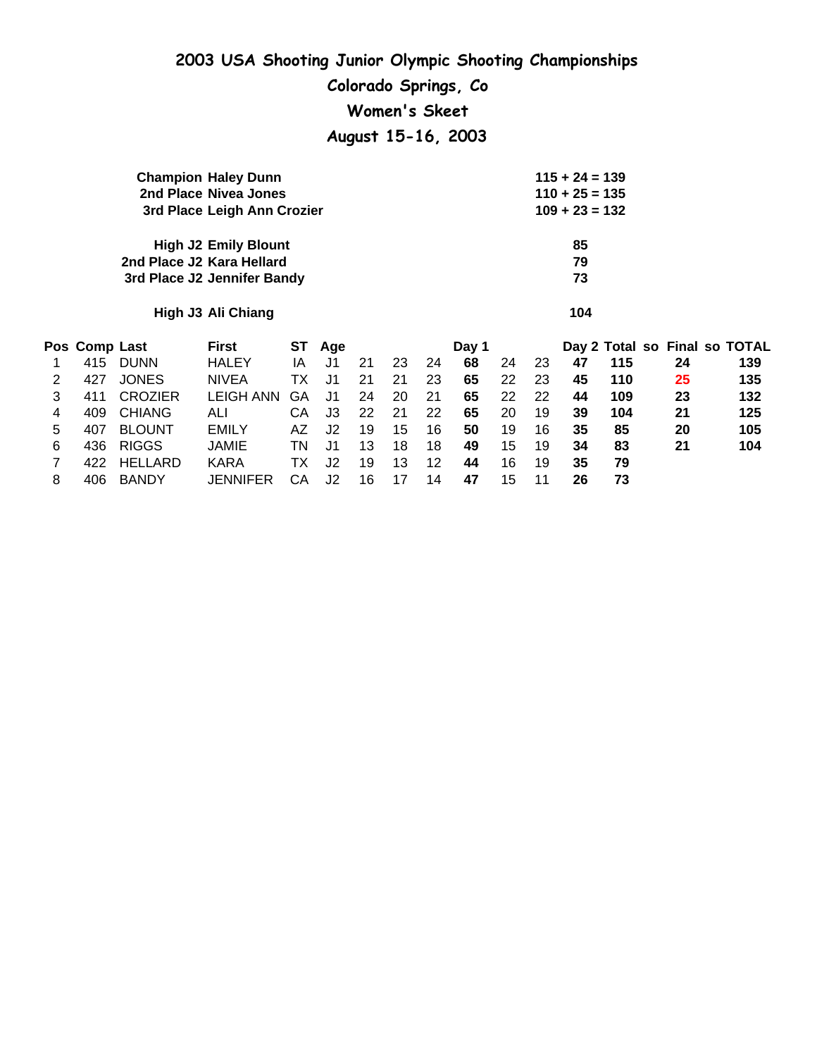# 2003 USA Shooting Junior Olympic Shooting Championships

## Colorado Springs, Co

## Women's Skeet

## August 15-16, 2003

| | | |
|---|---|---|
| **Champion** | **Haley Dunn** | **115 + 24 = 139** |
| **2nd Place** | **Nivea Jones** | **110 + 25 = 135** |
| **3rd Place** | **Leigh Ann Crozier** | **109 + 23 = 132** |
| **High J2** | **Emily Blount** | **85** |
| **2nd Place J2** | **Kara Hellard** | **79** |
| **3rd Place J2** | **Jennifer Bandy** | **73** |
| **High J3** | **Ali Chiang** | **104** |

| Pos | Comp | Last | First | ST | Age | | | | Day 1 | | | Day 2 | Total | so | Final | so | TOTAL |
|---|---|---|---|---|---|---|---|---|---|---|---|---|---|---|---|---|---|
| 1 | 415 | DUNN | HALEY | IA | J1 | 21 | 23 | 24 | **68** | 24 | 23 | **47** | **115** | | **24** | | **139** |
| 2 | 427 | JONES | NIVEA | TX | J1 | 21 | 21 | 23 | **65** | 22 | 23 | **45** | **110** | | **25** | | **135** |
| 3 | 411 | CROZIER | LEIGH ANN | GA | J1 | 24 | 20 | 21 | **65** | 22 | 22 | **44** | **109** | | **23** | | **132** |
| 4 | 409 | CHIANG | ALI | CA | J3 | 22 | 21 | 22 | **65** | 20 | 19 | **39** | **104** | | **21** | | **125** |
| 5 | 407 | BLOUNT | EMILY | AZ | J2 | 19 | 15 | 16 | **50** | 19 | 16 | **35** | **85** | | **20** | | **105** |
| 6 | 436 | RIGGS | JAMIE | TN | J1 | 13 | 18 | 18 | **49** | 15 | 19 | **34** | **83** | | **21** | | **104** |
| 7 | 422 | HELLARD | KARA | TX | J2 | 19 | 13 | 12 | **44** | 16 | 19 | **35** | **79** | | | | |
| 8 | 406 | BANDY | JENNIFER | CA | J2 | 16 | 17 | 14 | **47** | 15 | 11 | **26** | **73** | | | | |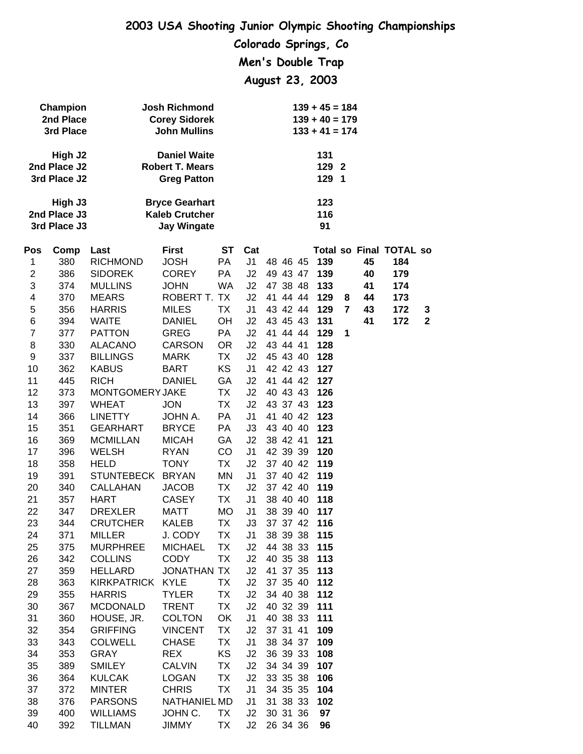# 2003 USA Shooting Junior Olympic Shooting Championships

## Colorado Springs, Co

## Men's Double Trap

## August 23, 2003

| | | |
|---|---|---|
| **Champion** | **Josh Richmond** | **139 + 45 = 184** |
| **2nd Place** | **Corey Sidorek** | **139 + 40 = 179** |
| **3rd Place** | **John Mullins** | **133 + 41 = 174** |
| | | |
| **High J2** | **Daniel Waite** | **131** |
| **2nd Place J2** | **Robert T. Mears** | **129 2** |
| **3rd Place J2** | **Greg Patton** | **129 1** |
| | | |
| **High J3** | **Bryce Gearhart** | **123** |
| **2nd Place J3** | **Kaleb Crutcher** | **116** |
| **3rd Place J3** | **Jay Wingate** | **91** |

| Pos | Comp | Last | First | ST | Cat | | | | Total | so | Final | TOTAL | so |
|---|---|---|---|---|---|---|---|---|---|---|---|---|---|
| 1 | 380 | RICHMOND | JOSH | PA | J1 | 48 | 46 | 45 | **139** | | **45** | **184** | |
| 2 | 386 | SIDOREK | COREY | PA | J2 | 49 | 43 | 47 | **139** | | **40** | **179** | |
| 3 | 374 | MULLINS | JOHN | WA | J2 | 47 | 38 | 48 | **133** | | **41** | **174** | |
| 4 | 370 | MEARS | ROBERT T. | TX | J2 | 41 | 44 | 44 | **129** | **8** | **44** | **173** | |
| 5 | 356 | HARRIS | MILES | TX | J1 | 43 | 42 | 44 | **129** | **7** | **43** | **172** | **3** |
| 6 | 394 | WAITE | DANIEL | OH | J2 | 43 | 45 | 43 | **131** | | **41** | **172** | **2** |
| 7 | 377 | PATTON | GREG | PA | J2 | 41 | 44 | 44 | **129** | **1** | | | |
| 8 | 330 | ALACANO | CARSON | OR | J2 | 43 | 44 | 41 | **128** | | | | |
| 9 | 337 | BILLINGS | MARK | TX | J2 | 45 | 43 | 40 | **128** | | | | |
| 10 | 362 | KABUS | BART | KS | J1 | 42 | 42 | 43 | **127** | | | | |
| 11 | 445 | RICH | DANIEL | GA | J2 | 41 | 44 | 42 | **127** | | | | |
| 12 | 373 | MONTGOMERY | JAKE | TX | J2 | 40 | 43 | 43 | **126** | | | | |
| 13 | 397 | WHEAT | JON | TX | J2 | 43 | 37 | 43 | **123** | | | | |
| 14 | 366 | LINETTY | JOHN A. | PA | J1 | 41 | 40 | 42 | **123** | | | | |
| 15 | 351 | GEARHART | BRYCE | PA | J3 | 43 | 40 | 40 | **123** | | | | |
| 16 | 369 | MCMILLAN | MICAH | GA | J2 | 38 | 42 | 41 | **121** | | | | |
| 17 | 396 | WELSH | RYAN | CO | J1 | 42 | 39 | 39 | **120** | | | | |
| 18 | 358 | HELD | TONY | TX | J2 | 37 | 40 | 42 | **119** | | | | |
| 19 | 391 | STUNTEBECK | BRYAN | MN | J1 | 37 | 40 | 42 | **119** | | | | |
| 20 | 340 | CALLAHAN | JACOB | TX | J2 | 37 | 42 | 40 | **119** | | | | |
| 21 | 357 | HART | CASEY | TX | J1 | 38 | 40 | 40 | **118** | | | | |
| 22 | 347 | DREXLER | MATT | MO | J1 | 38 | 39 | 40 | **117** | | | | |
| 23 | 344 | CRUTCHER | KALEB | TX | J3 | 37 | 37 | 42 | **116** | | | | |
| 24 | 371 | MILLER | J. CODY | TX | J1 | 38 | 39 | 38 | **115** | | | | |
| 25 | 375 | MURPHREE | MICHAEL | TX | J2 | 44 | 38 | 33 | **115** | | | | |
| 26 | 342 | COLLINS | CODY | TX | J2 | 40 | 35 | 38 | **113** | | | | |
| 27 | 359 | HELLARD | JONATHAN | TX | J2 | 41 | 37 | 35 | **113** | | | | |
| 28 | 363 | KIRKPATRICK | KYLE | TX | J2 | 37 | 35 | 40 | **112** | | | | |
| 29 | 355 | HARRIS | TYLER | TX | J2 | 34 | 40 | 38 | **112** | | | | |
| 30 | 367 | MCDONALD | TRENT | TX | J2 | 40 | 32 | 39 | **111** | | | | |
| 31 | 360 | HOUSE, JR. | COLTON | OK | J1 | 40 | 38 | 33 | **111** | | | | |
| 32 | 354 | GRIFFING | VINCENT | TX | J2 | 37 | 31 | 41 | **109** | | | | |
| 33 | 343 | COLWELL | CHASE | TX | J1 | 38 | 34 | 37 | **109** | | | | |
| 34 | 353 | GRAY | REX | KS | J2 | 36 | 39 | 33 | **108** | | | | |
| 35 | 389 | SMILEY | CALVIN | TX | J2 | 34 | 34 | 39 | **107** | | | | |
| 36 | 364 | KULCAK | LOGAN | TX | J2 | 33 | 35 | 38 | **106** | | | | |
| 37 | 372 | MINTER | CHRIS | TX | J1 | 34 | 35 | 35 | **104** | | | | |
| 38 | 376 | PARSONS | NATHANIEL | MD | J1 | 31 | 38 | 33 | **102** | | | | |
| 39 | 400 | WILLIAMS | JOHN C. | TX | J2 | 30 | 31 | 36 | **97** | | | | |
| 40 | 392 | TILLMAN | JIMMY | TX | J2 | 26 | 34 | 36 | **96** | | | | |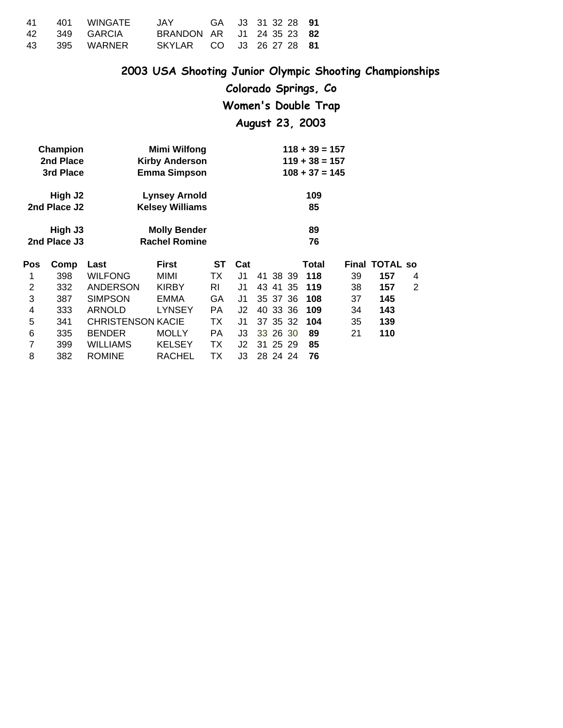| | | | | | | | | | |
|---|---|---|---|---|---|---|---|---|---|
| 41 | 401 | WINGATE | JAY | GA | J3 | 31 | 32 | 28 | **91** |
| 42 | 349 | GARCIA | BRANDON | AR | J1 | 24 | 35 | 23 | **82** |
| 43 | 395 | WARNER | SKYLAR | CO | J3 | 26 | 27 | 28 | **81** |

## 2003 USA Shooting Junior Olympic Shooting Championships

## Colorado Springs, Co

## Women's Double Trap

## August 23, 2003

| | | |
|---|---|---|
| **Champion** | **Mimi Wilfong** | **118 + 39 = 157** |
| **2nd Place** | **Kirby Anderson** | **119 + 38 = 157** |
| **3rd Place** | **Emma Simpson** | **108 + 37 = 145** |
| **High J2** | **Lynsey Arnold** | **109** |
| **2nd Place J2** | **Kelsey Williams** | **85** |
| **High J3** | **Molly Bender** | **89** |
| **2nd Place J3** | **Rachel Romine** | **76** |

| Pos | Comp | Last | First | ST | Cat | | | | Total | Final | TOTAL | so |
|---|---|---|---|---|---|---|---|---|---|---|---|---|
| 1 | 398 | WILFONG | MIMI | TX | J1 | 41 | 38 | 39 | **118** | 39 | **157** | 4 |
| 2 | 332 | ANDERSON | KIRBY | RI | J1 | 43 | 41 | 35 | **119** | 38 | **157** | 2 |
| 3 | 387 | SIMPSON | EMMA | GA | J1 | 35 | 37 | 36 | **108** | 37 | **145** | |
| 4 | 333 | ARNOLD | LYNSEY | PA | J2 | 40 | 33 | 36 | **109** | 34 | **143** | |
| 5 | 341 | CHRISTENSON | KACIE | TX | J1 | 37 | 35 | 32 | **104** | 35 | **139** | |
| 6 | 335 | BENDER | MOLLY | PA | J3 | 33 | 26 | 30 | **89** | 21 | **110** | |
| 7 | 399 | WILLIAMS | KELSEY | TX | J2 | 31 | 25 | 29 | **85** | | | |
| 8 | 382 | ROMINE | RACHEL | TX | J3 | 28 | 24 | 24 | **76** | | | |